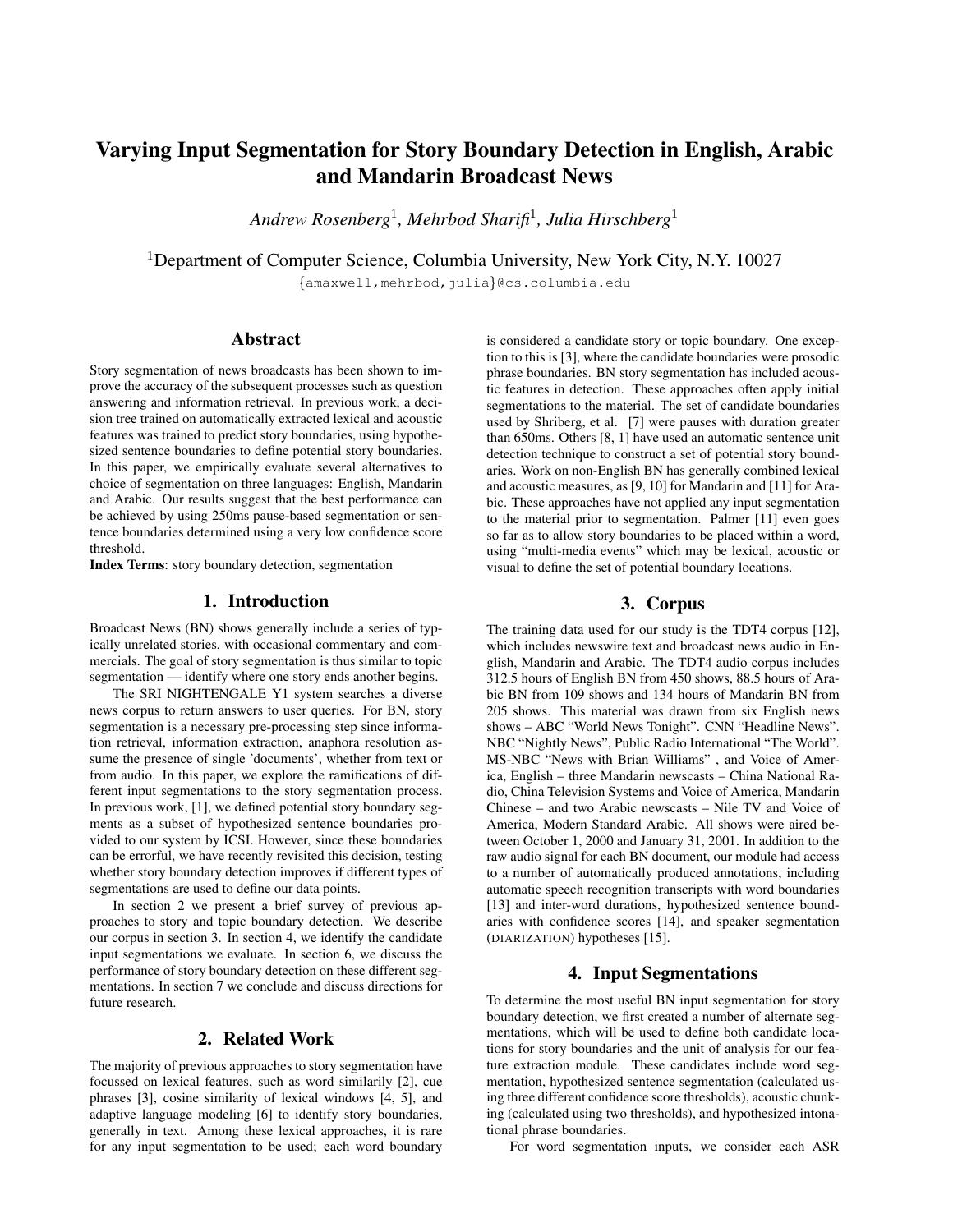# Varying Input Segmentation for Story Boundary Detection in English, Arabic and Mandarin Broadcast News

*Andrew Rosenberg*[1], *Mehrbod Sharifi*[1], *Julia Hirschberg*[1]

[1]Department of Computer Science, Columbia University, New York City, N.Y. 10027

{amaxwell,mehrbod,julia}@cs.columbia.edu

## Abstract

Story segmentation of news broadcasts has been shown to improve the accuracy of the subsequent processes such as question answering and information retrieval. In previous work, a decision tree trained on automatically extracted lexical and acoustic features was trained to predict story boundaries, using hypothesized sentence boundaries to define potential story boundaries. In this paper, we empirically evaluate several alternatives to choice of segmentation on three languages: English, Mandarin and Arabic. Our results suggest that the best performance can be achieved by using 250ms pause-based segmentation or sentence boundaries determined using a very low confidence score threshold.

**Index Terms**: story boundary detection, segmentation

## 1. Introduction

Broadcast News (BN) shows generally include a series of typically unrelated stories, with occasional commentary and commercials. The goal of story segmentation is thus similar to topic segmentation — identify where one story ends another begins.

The SRI NIGHTENGALE Y1 system searches a diverse news corpus to return answers to user queries. For BN, story segmentation is a necessary pre-processing step since information retrieval, information extraction, anaphora resolution assume the presence of single 'documents', whether from text or from audio. In this paper, we explore the ramifications of different input segmentations to the story segmentation process. In previous work, [1], we defined potential story boundary segments as a subset of hypothesized sentence boundaries provided to our system by ICSI. However, since these boundaries can be errorful, we have recently revisited this decision, testing whether story boundary detection improves if different types of segmentations are used to define our data points.

In section 2 we present a brief survey of previous approaches to story and topic boundary detection. We describe our corpus in section 3. In section 4, we identify the candidate input segmentations we evaluate. In section 6, we discuss the performance of story boundary detection on these different segmentations. In section 7 we conclude and discuss directions for future research.

## 2. Related Work

The majority of previous approaches to story segmentation have focussed on lexical features, such as word similarily [2], cue phrases [3], cosine similarity of lexical windows [4, 5], and adaptive language modeling [6] to identify story boundaries, generally in text. Among these lexical approaches, it is rare for any input segmentation to be used; each word boundary is considered a candidate story or topic boundary. One exception to this is [3], where the candidate boundaries were prosodic phrase boundaries. BN story segmentation has included acoustic features in detection. These approaches often apply initial segmentations to the material. The set of candidate boundaries used by Shriberg, et al. [7] were pauses with duration greater than 650ms. Others [8, 1] have used an automatic sentence unit detection technique to construct a set of potential story boundaries. Work on non-English BN has generally combined lexical and acoustic measures, as [9, 10] for Mandarin and [11] for Arabic. These approaches have not applied any input segmentation to the material prior to segmentation. Palmer [11] even goes so far as to allow story boundaries to be placed within a word, using "multi-media events" which may be lexical, acoustic or visual to define the set of potential boundary locations.

## 3. Corpus

The training data used for our study is the TDT4 corpus [12], which includes newswire text and broadcast news audio in English, Mandarin and Arabic. The TDT4 audio corpus includes 312.5 hours of English BN from 450 shows, 88.5 hours of Arabic BN from 109 shows and 134 hours of Mandarin BN from 205 shows. This material was drawn from six English news shows – ABC "World News Tonight". CNN "Headline News". NBC "Nightly News", Public Radio International "The World". MS-NBC "News with Brian Williams" , and Voice of America, English – three Mandarin newscasts – China National Radio, China Television Systems and Voice of America, Mandarin Chinese – and two Arabic newscasts – Nile TV and Voice of America, Modern Standard Arabic. All shows were aired between October 1, 2000 and January 31, 2001. In addition to the raw audio signal for each BN document, our module had access to a number of automatically produced annotations, including automatic speech recognition transcripts with word boundaries [13] and inter-word durations, hypothesized sentence boundaries with confidence scores [14], and speaker segmentation (DIARIZATION) hypotheses [15].

## 4. Input Segmentations

To determine the most useful BN input segmentation for story boundary detection, we first created a number of alternate segmentations, which will be used to define both candidate locations for story boundaries and the unit of analysis for our feature extraction module. These candidates include word segmentation, hypothesized sentence segmentation (calculated using three different confidence score thresholds), acoustic chunking (calculated using two thresholds), and hypothesized intonational phrase boundaries.

For word segmentation inputs, we consider each ASR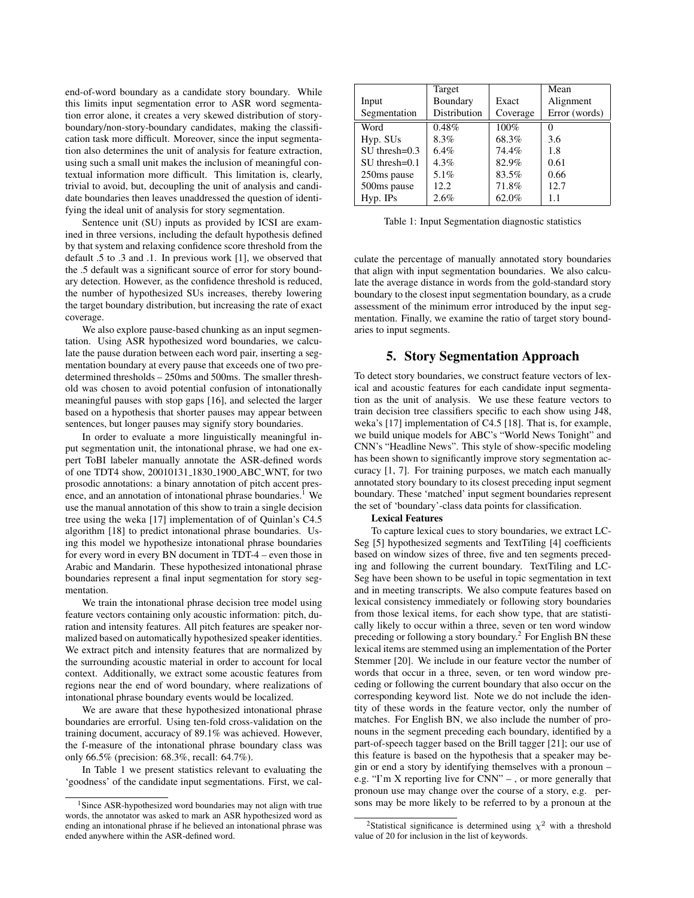end-of-word boundary as a candidate story boundary. While this limits input segmentation error to ASR word segmentation error alone, it creates a very skewed distribution of story-boundary/non-story-boundary candidates, making the classification task more difficult. Moreover, since the input segmentation also determines the unit of analysis for feature extraction, using such a small unit makes the inclusion of meaningful contextual information more difficult. This limitation is, clearly, trivial to avoid, but, decoupling the unit of analysis and candidate boundaries then leaves unaddressed the question of identifying the ideal unit of analysis for story segmentation.

Sentence unit (SU) inputs as provided by ICSI are examined in three versions, including the default hypothesis defined by that system and relaxing confidence score threshold from the default .5 to .3 and .1. In previous work [1], we observed that the .5 default was a significant source of error for story boundary detection. However, as the confidence threshold is reduced, the number of hypothesized SUs increases, thereby lowering the target boundary distribution, but increasing the rate of exact coverage.

We also explore pause-based chunking as an input segmentation. Using ASR hypothesized word boundaries, we calculate the pause duration between each word pair, inserting a segmentation boundary at every pause that exceeds one of two predetermined thresholds – 250ms and 500ms. The smaller threshold was chosen to avoid potential confusion of intonationally meaningful pauses with stop gaps [16], and selected the larger based on a hypothesis that shorter pauses may appear between sentences, but longer pauses may signify story boundaries.

In order to evaluate a more linguistically meaningful input segmentation unit, the intonational phrase, we had one expert ToBI labeler manually annotate the ASR-defined words of one TDT4 show, 20010131_1830_1900_ABC_WNT, for two prosodic annotations: a binary annotation of pitch accent presence, and an annotation of intonational phrase boundaries.[1] We use the manual annotation of this show to train a single decision tree using the weka [17] implementation of of Quinlan's C4.5 algorithm [18] to predict intonational phrase boundaries. Using this model we hypothesize intonational phrase boundaries for every word in every BN document in TDT-4 – even those in Arabic and Mandarin. These hypothesized intonational phrase boundaries represent a final input segmentation for story segmentation.

We train the intonational phrase decision tree model using feature vectors containing only acoustic information: pitch, duration and intensity features. All pitch features are speaker normalized based on automatically hypothesized speaker identities. We extract pitch and intensity features that are normalized by the surrounding acoustic material in order to account for local context. Additionally, we extract some acoustic features from regions near the end of word boundary, where realizations of intonational phrase boundary events would be localized.

We are aware that these hypothesized intonational phrase boundaries are errorful. Using ten-fold cross-validation on the training document, accuracy of 89.1% was achieved. However, the f-measure of the intonational phrase boundary class was only 66.5% (precision: 68.3%, recall: 64.7%).

In Table 1 we present statistics relevant to evaluating the 'goodness' of the candidate input segmentations. First, we calculate the percentage of manually annotated story boundaries that align with input segmentation boundaries. We also calculate the average distance in words from the gold-standard story boundary to the closest input segmentation boundary, as a crude assessment of the minimum error introduced by the input segmentation. Finally, we examine the ratio of target story boundaries to input segments.

| Input Segmentation | Target Boundary Distribution | Exact Coverage | Mean Alignment Error (words) |
|---|---|---|---|
| Word | 0.48% | 100% | 0 |
| Hyp. SUs | 8.3% | 68.3% | 3.6 |
| SU thresh=0.3 | 6.4% | 74.4% | 1.8 |
| SU thresh=0.1 | 4.3% | 82.9% | 0.61 |
| 250ms pause | 5.1% | 83.5% | 0.66 |
| 500ms pause | 12.2 | 71.8% | 12.7 |
| Hyp. IPs | 2.6% | 62.0% | 1.1 |

Table 1: Input Segmentation diagnostic statistics

## 5. Story Segmentation Approach

To detect story boundaries, we construct feature vectors of lexical and acoustic features for each candidate input segmentation as the unit of analysis. We use these feature vectors to train decision tree classifiers specific to each show using J48, weka's [17] implementation of C4.5 [18]. That is, for example, we build unique models for ABC's "World News Tonight" and CNN's "Headline News". This style of show-specific modeling has been shown to significantly improve story segmentation accuracy [1, 7]. For training purposes, we match each manually annotated story boundary to its closest preceding input segment boundary. These 'matched' input segment boundaries represent the set of 'boundary'-class data points for classification.

**Lexical Features**

To capture lexical cues to story boundaries, we extract LCSeg [5] hypothesized segments and TextTiling [4] coefficients based on window sizes of three, five and ten segments preceding and following the current boundary. TextTiling and LCSeg have been shown to be useful in topic segmentation in text and in meeting transcripts. We also compute features based on lexical consistency immediately or following story boundaries from those lexical items, for each show type, that are statistically likely to occur within a three, seven or ten word window preceding or following a story boundary.[2] For English BN these lexical items are stemmed using an implementation of the Porter Stemmer [20]. We include in our feature vector the number of words that occur in a three, seven, or ten word window preceding or following the current boundary that also occur on the corresponding keyword list. Note we do not include the identity of these words in the feature vector, only the number of matches. For English BN, we also include the number of pronouns in the segment preceding each boundary, identified by a part-of-speech tagger based on the Brill tagger [21]; our use of this feature is based on the hypothesis that a speaker may begin or end a story by identifying themselves with a pronoun – e.g. "I'm X reporting live for CNN" – , or more generally that pronoun use may change over the course of a story, e.g. persons may be more likely to be referred to by a pronoun at the

[1] Since ASR-hypothesized word boundaries may not align with true words, the annotator was asked to mark an ASR hypothesized word as ending an intonational phrase if he believed an intonational phrase was ended anywhere within the ASR-defined word.

[2] Statistical significance is determined using $\chi^2$ with a threshold value of 20 for inclusion in the list of keywords.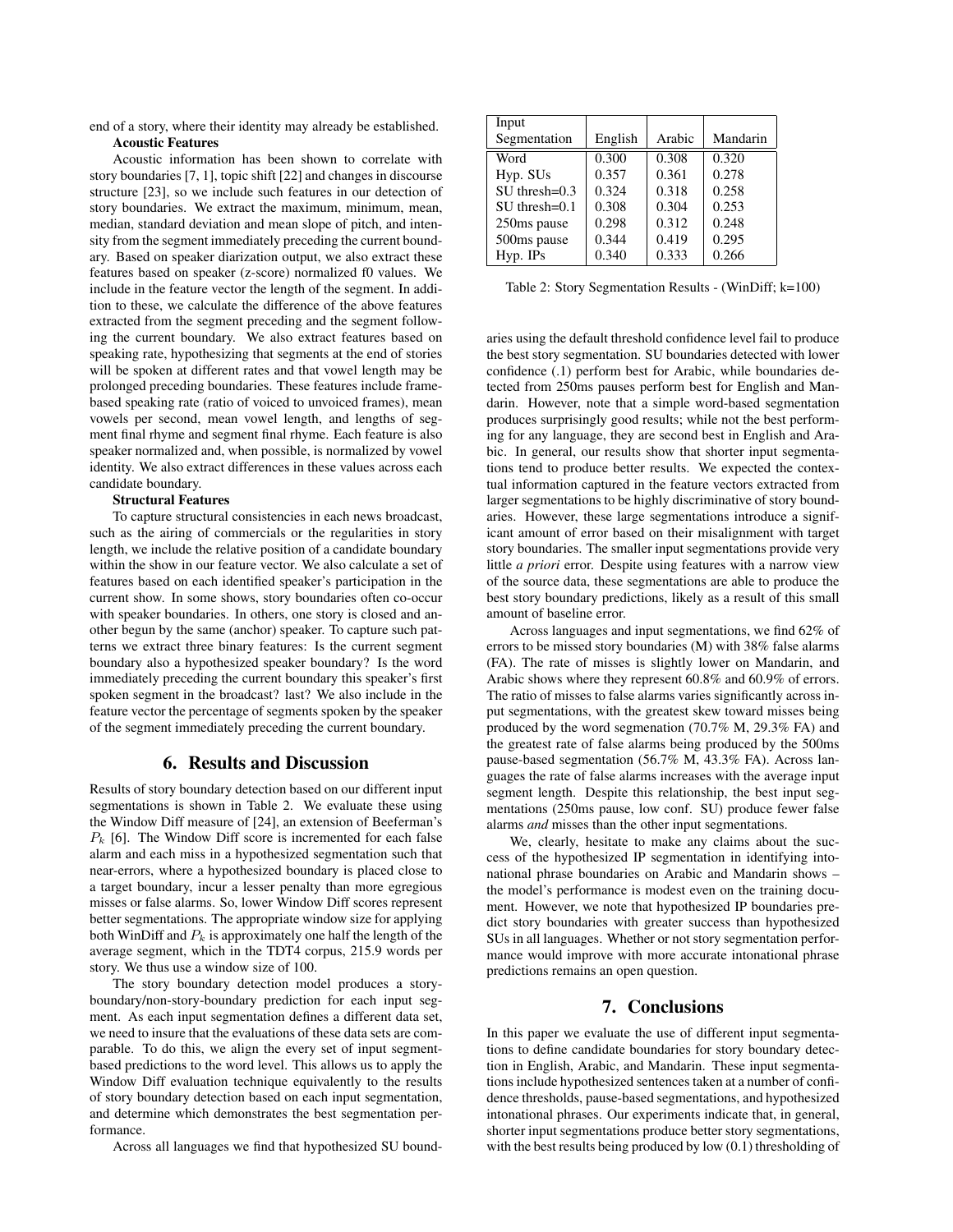end of a story, where their identity may already be established.

**Acoustic Features**

Acoustic information has been shown to correlate with story boundaries [7, 1], topic shift [22] and changes in discourse structure [23], so we include such features in our detection of story boundaries. We extract the maximum, minimum, mean, median, standard deviation and mean slope of pitch, and intensity from the segment immediately preceding the current boundary. Based on speaker diarization output, we also extract these features based on speaker (z-score) normalized f0 values. We include in the feature vector the length of the segment. In addition to these, we calculate the difference of the above features extracted from the segment preceding and the segment following the current boundary. We also extract features based on speaking rate, hypothesizing that segments at the end of stories will be spoken at different rates and that vowel length may be prolonged preceding boundaries. These features include frame-based speaking rate (ratio of voiced to unvoiced frames), mean vowels per second, mean vowel length, and lengths of segment final rhyme and segment final rhyme. Each feature is also speaker normalized and, when possible, is normalized by vowel identity. We also extract differences in these values across each candidate boundary.

**Structural Features**

To capture structural consistencies in each news broadcast, such as the airing of commercials or the regularities in story length, we include the relative position of a candidate boundary within the show in our feature vector. We also calculate a set of features based on each identified speaker's participation in the current show. In some shows, story boundaries often co-occur with speaker boundaries. In others, one story is closed and another begun by the same (anchor) speaker. To capture such patterns we extract three binary features: Is the current segment boundary also a hypothesized speaker boundary? Is the word immediately preceding the current boundary this speaker's first spoken segment in the broadcast? last? We also include in the feature vector the percentage of segments spoken by the speaker of the segment immediately preceding the current boundary.

## 6. Results and Discussion

Results of story boundary detection based on our different input segmentations is shown in Table 2. We evaluate these using the Window Diff measure of [24], an extension of Beeferman's $P_k$ [6]. The Window Diff score is incremented for each false alarm and each miss in a hypothesized segmentation such that near-errors, where a hypothesized boundary is placed close to a target boundary, incur a lesser penalty than more egregious misses or false alarms. So, lower Window Diff scores represent better segmentations. The appropriate window size for applying both WinDiff and $P_k$ is approximately one half the length of the average segment, which in the TDT4 corpus, 215.9 words per story. We thus use a window size of 100.

The story boundary detection model produces a story-boundary/non-story-boundary prediction for each input segment. As each input segmentation defines a different data set, we need to insure that the evaluations of these data sets are comparable. To do this, we align the every set of input segment-based predictions to the word level. This allows us to apply the Window Diff evaluation technique equivalently to the results of story boundary detection based on each input segmentation, and determine which demonstrates the best segmentation performance.

Across all languages we find that hypothesized SU boundaries using the default threshold confidence level fail to produce the best story segmentation. SU boundaries detected with lower confidence (.1) perform best for Arabic, while boundaries detected from 250ms pauses perform best for English and Mandarin. However, note that a simple word-based segmentation produces surprisingly good results; while not the best performing for any language, they are second best in English and Arabic. In general, our results show that shorter input segmentations tend to produce better results. We expected the contextual information captured in the feature vectors extracted from larger segmentations to be highly discriminative of story boundaries. However, these large segmentations introduce a significant amount of error based on their misalignment with target story boundaries. The smaller input segmentations provide very little *a priori* error. Despite using features with a narrow view of the source data, these segmentations are able to produce the best story boundary predictions, likely as a result of this small amount of baseline error.

| Input Segmentation | English | Arabic | Mandarin |
|---|---|---|---|
| Word | 0.300 | 0.308 | 0.320 |
| Hyp. SUs | 0.357 | 0.361 | 0.278 |
| SU thresh=0.3 | 0.324 | 0.318 | 0.258 |
| SU thresh=0.1 | 0.308 | 0.304 | 0.253 |
| 250ms pause | 0.298 | 0.312 | 0.248 |
| 500ms pause | 0.344 | 0.419 | 0.295 |
| Hyp. IPs | 0.340 | 0.333 | 0.266 |

Table 2: Story Segmentation Results - (WinDiff; k=100)

Across languages and input segmentations, we find 62% of errors to be missed story boundaries (M) with 38% false alarms (FA). The rate of misses is slightly lower on Mandarin, and Arabic shows where they represent 60.8% and 60.9% of errors. The ratio of misses to false alarms varies significantly across input segmentations, with the greatest skew toward misses being produced by the word segmenation (70.7% M, 29.3% FA) and the greatest rate of false alarms being produced by the 500ms pause-based segmentation (56.7% M, 43.3% FA). Across languages the rate of false alarms increases with the average input segment length. Despite this relationship, the best input segmentations (250ms pause, low conf. SU) produce fewer false alarms *and* misses than the other input segmentations.

We, clearly, hesitate to make any claims about the success of the hypothesized IP segmentation in identifying intonational phrase boundaries on Arabic and Mandarin shows – the model's performance is modest even on the training document. However, we note that hypothesized IP boundaries predict story boundaries with greater success than hypothesized SUs in all languages. Whether or not story segmentation performance would improve with more accurate intonational phrase predictions remains an open question.

## 7. Conclusions

In this paper we evaluate the use of different input segmentations to define candidate boundaries for story boundary detection in English, Arabic, and Mandarin. These input segmentations include hypothesized sentences taken at a number of confidence thresholds, pause-based segmentations, and hypothesized intonational phrases. Our experiments indicate that, in general, shorter input segmentations produce better story segmentations, with the best results being produced by low (0.1) thresholding of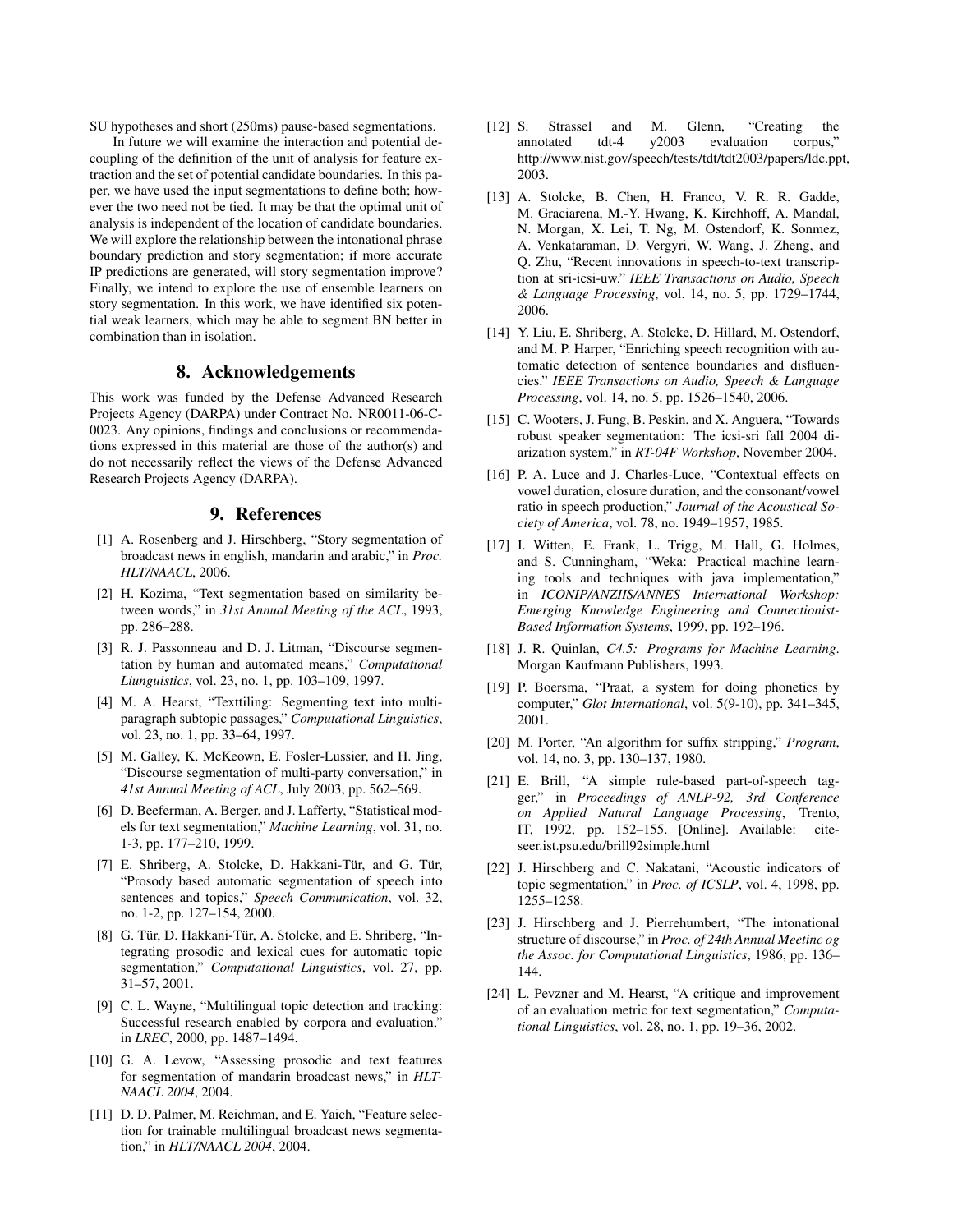SU hypotheses and short (250ms) pause-based segmentations.

In future we will examine the interaction and potential decoupling of the definition of the unit of analysis for feature extraction and the set of potential candidate boundaries. In this paper, we have used the input segmentations to define both; however the two need not be tied. It may be that the optimal unit of analysis is independent of the location of candidate boundaries. We will explore the relationship between the intonational phrase boundary prediction and story segmentation; if more accurate IP predictions are generated, will story segmentation improve? Finally, we intend to explore the use of ensemble learners on story segmentation. In this work, we have identified six potential weak learners, which may be able to segment BN better in combination than in isolation.

## 8. Acknowledgements

This work was funded by the Defense Advanced Research Projects Agency (DARPA) under Contract No. NR0011-06-C-0023. Any opinions, findings and conclusions or recommendations expressed in this material are those of the author(s) and do not necessarily reflect the views of the Defense Advanced Research Projects Agency (DARPA).

## 9. References

[1] A. Rosenberg and J. Hirschberg, "Story segmentation of broadcast news in english, mandarin and arabic," in *Proc. HLT/NAACL*, 2006.

[2] H. Kozima, "Text segmentation based on similarity between words," in *31st Annual Meeting of the ACL*, 1993, pp. 286–288.

[3] R. J. Passonneau and D. J. Litman, "Discourse segmentation by human and automated means," *Computational Liunguistics*, vol. 23, no. 1, pp. 103–109, 1997.

[4] M. A. Hearst, "Texttiling: Segmenting text into multi-paragraph subtopic passages," *Computational Linguistics*, vol. 23, no. 1, pp. 33–64, 1997.

[5] M. Galley, K. McKeown, E. Fosler-Lussier, and H. Jing, "Discourse segmentation of multi-party conversation," in *41st Annual Meeting of ACL*, July 2003, pp. 562–569.

[6] D. Beeferman, A. Berger, and J. Lafferty, "Statistical models for text segmentation," *Machine Learning*, vol. 31, no. 1-3, pp. 177–210, 1999.

[7] E. Shriberg, A. Stolcke, D. Hakkani-Tür, and G. Tür, "Prosody based automatic segmentation of speech into sentences and topics," *Speech Communication*, vol. 32, no. 1-2, pp. 127–154, 2000.

[8] G. Tür, D. Hakkani-Tür, A. Stolcke, and E. Shriberg, "Integrating prosodic and lexical cues for automatic topic segmentation," *Computational Linguistics*, vol. 27, pp. 31–57, 2001.

[9] C. L. Wayne, "Multilingual topic detection and tracking: Successful research enabled by corpora and evaluation," in *LREC*, 2000, pp. 1487–1494.

[10] G. A. Levow, "Assessing prosodic and text features for segmentation of mandarin broadcast news," in *HLT-NAACL 2004*, 2004.

[11] D. D. Palmer, M. Reichman, and E. Yaich, "Feature selection for trainable multilingual broadcast news segmentation," in *HLT/NAACL 2004*, 2004.

[12] S. Strassel and M. Glenn, "Creating the annotated tdt-4 y2003 evaluation corpus," http://www.nist.gov/speech/tests/tdt/tdt2003/papers/ldc.ppt, 2003.

[13] A. Stolcke, B. Chen, H. Franco, V. R. R. Gadde, M. Graciarena, M.-Y. Hwang, K. Kirchhoff, A. Mandal, N. Morgan, X. Lei, T. Ng, M. Ostendorf, K. Sonmez, A. Venkataraman, D. Vergyri, W. Wang, J. Zheng, and Q. Zhu, "Recent innovations in speech-to-text transcription at sri-icsi-uw." *IEEE Transactions on Audio, Speech & Language Processing*, vol. 14, no. 5, pp. 1729–1744, 2006.

[14] Y. Liu, E. Shriberg, A. Stolcke, D. Hillard, M. Ostendorf, and M. P. Harper, "Enriching speech recognition with automatic detection of sentence boundaries and disfluencies." *IEEE Transactions on Audio, Speech & Language Processing*, vol. 14, no. 5, pp. 1526–1540, 2006.

[15] C. Wooters, J. Fung, B. Peskin, and X. Anguera, "Towards robust speaker segmentation: The icsi-sri fall 2004 diarization system," in *RT-04F Workshop*, November 2004.

[16] P. A. Luce and J. Charles-Luce, "Contextual effects on vowel duration, closure duration, and the consonant/vowel ratio in speech production," *Journal of the Acoustical Society of America*, vol. 78, no. 1949–1957, 1985.

[17] I. Witten, E. Frank, L. Trigg, M. Hall, G. Holmes, and S. Cunningham, "Weka: Practical machine learning tools and techniques with java implementation," in *ICONIP/ANZIIS/ANNES International Workshop: Emerging Knowledge Engineering and Connectionist-Based Information Systems*, 1999, pp. 192–196.

[18] J. R. Quinlan, *C4.5: Programs for Machine Learning*. Morgan Kaufmann Publishers, 1993.

[19] P. Boersma, "Praat, a system for doing phonetics by computer," *Glot International*, vol. 5(9-10), pp. 341–345, 2001.

[20] M. Porter, "An algorithm for suffix stripping," *Program*, vol. 14, no. 3, pp. 130–137, 1980.

[21] E. Brill, "A simple rule-based part-of-speech tagger," in *Proceedings of ANLP-92, 3rd Conference on Applied Natural Language Processing*, Trento, IT, 1992, pp. 152–155. [Online]. Available: citeseer.ist.psu.edu/brill92simple.html

[22] J. Hirschberg and C. Nakatani, "Acoustic indicators of topic segmentation," in *Proc. of ICSLP*, vol. 4, 1998, pp. 1255–1258.

[23] J. Hirschberg and J. Pierrehumbert, "The intonational structure of discourse," in *Proc. of 24th Annual Meetinc og the Assoc. for Computational Linguistics*, 1986, pp. 136–144.

[24] L. Pevzner and M. Hearst, "A critique and improvement of an evaluation metric for text segmentation," *Computational Linguistics*, vol. 28, no. 1, pp. 19–36, 2002.